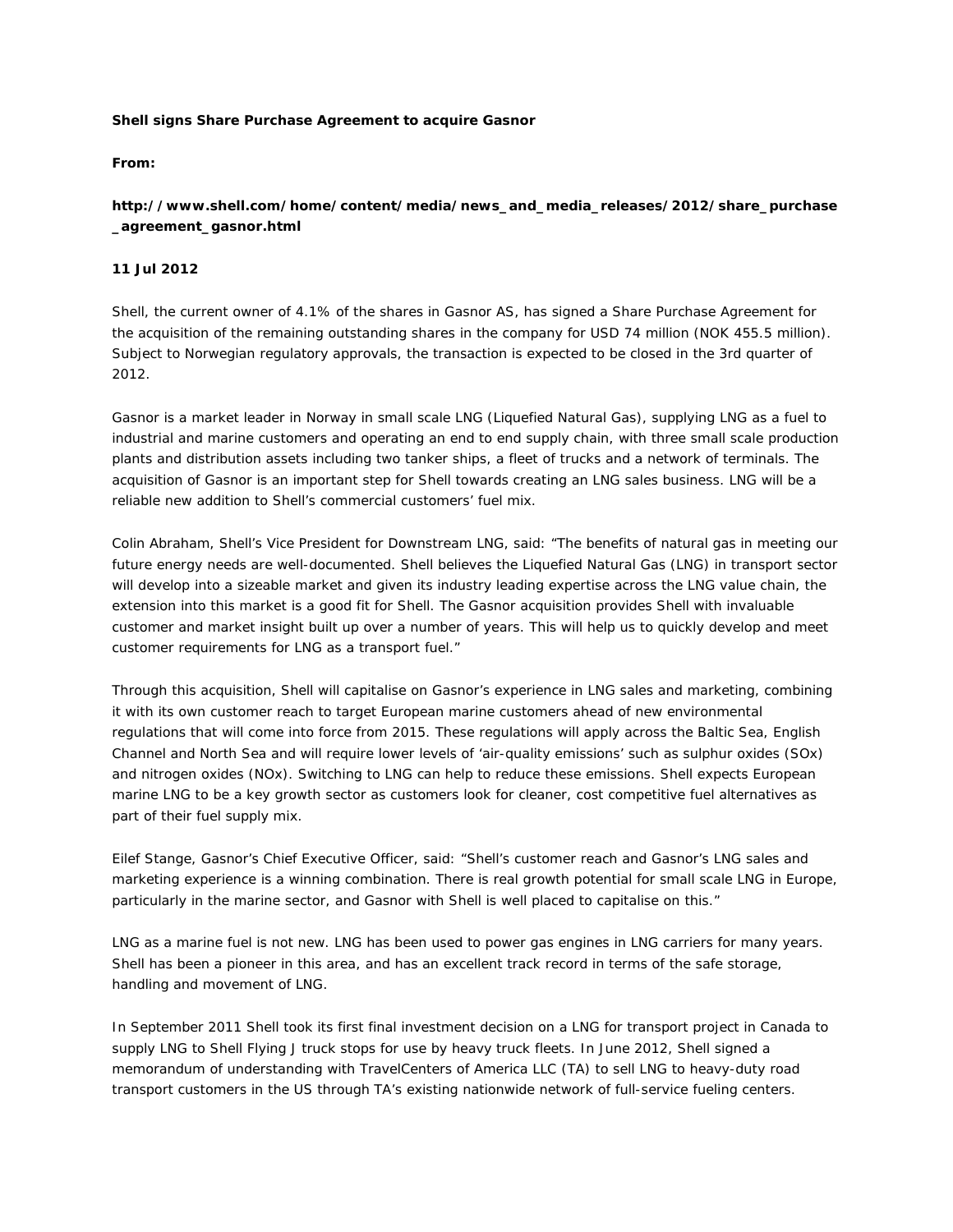**Shell signs Share Purchase Agreement to acquire Gasnor**

**From:**

**http://www.shell.com/home/content/media/news_and_media_releases/2012/share_purchase_agreement_gasnor.html**

**11 Jul 2012**

Shell, the current owner of 4.1% of the shares in Gasnor AS, has signed a Share Purchase Agreement for the acquisition of the remaining outstanding shares in the company for USD 74 million (NOK 455.5 million). Subject to Norwegian regulatory approvals, the transaction is expected to be closed in the 3rd quarter of 2012.

Gasnor is a market leader in Norway in small scale LNG (Liquefied Natural Gas), supplying LNG as a fuel to industrial and marine customers and operating an end to end supply chain, with three small scale production plants and distribution assets including two tanker ships, a fleet of trucks and a network of terminals. The acquisition of Gasnor is an important step for Shell towards creating an LNG sales business. LNG will be a reliable new addition to Shell's commercial customers' fuel mix.

Colin Abraham, Shell's Vice President for Downstream LNG, said: "The benefits of natural gas in meeting our future energy needs are well-documented. Shell believes the Liquefied Natural Gas (LNG) in transport sector will develop into a sizeable market and given its industry leading expertise across the LNG value chain, the extension into this market is a good fit for Shell. The Gasnor acquisition provides Shell with invaluable customer and market insight built up over a number of years. This will help us to quickly develop and meet customer requirements for LNG as a transport fuel."

Through this acquisition, Shell will capitalise on Gasnor's experience in LNG sales and marketing, combining it with its own customer reach to target European marine customers ahead of new environmental regulations that will come into force from 2015. These regulations will apply across the Baltic Sea, English Channel and North Sea and will require lower levels of 'air-quality emissions' such as sulphur oxides ($SO_x$) and nitrogen oxides ($NO_x$). Switching to LNG can help to reduce these emissions. Shell expects European marine LNG to be a key growth sector as customers look for cleaner, cost competitive fuel alternatives as part of their fuel supply mix.

Eilef Stange, Gasnor's Chief Executive Officer, said: "Shell's customer reach and Gasnor's LNG sales and marketing experience is a winning combination. There is real growth potential for small scale LNG in Europe, particularly in the marine sector, and Gasnor with Shell is well placed to capitalise on this."

LNG as a marine fuel is not new. LNG has been used to power gas engines in LNG carriers for many years. Shell has been a pioneer in this area, and has an excellent track record in terms of the safe storage, handling and movement of LNG.

In September 2011 Shell took its first final investment decision on a LNG for transport project in Canada to supply LNG to Shell Flying J truck stops for use by heavy truck fleets. In June 2012, Shell signed a memorandum of understanding with TravelCenters of America LLC (TA) to sell LNG to heavy-duty road transport customers in the US through TA's existing nationwide network of full-service fueling centers.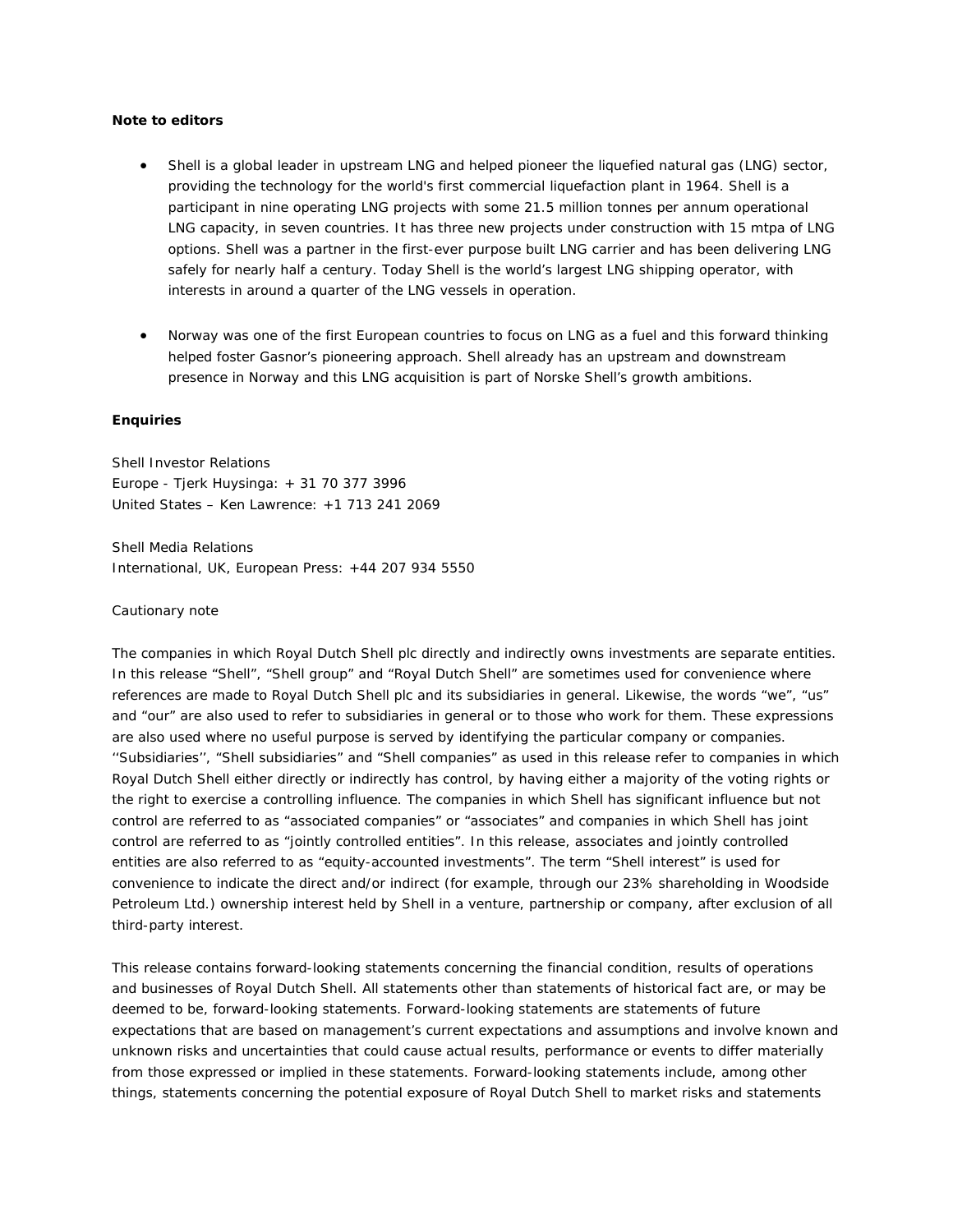**Note to editors**

- Shell is a global leader in upstream LNG and helped pioneer the liquefied natural gas (LNG) sector, providing the technology for the world's first commercial liquefaction plant in 1964. Shell is a participant in nine operating LNG projects with some 21.5 million tonnes per annum operational LNG capacity, in seven countries. It has three new projects under construction with 15 mtpa of LNG options. Shell was a partner in the first-ever purpose built LNG carrier and has been delivering LNG safely for nearly half a century. Today Shell is the world's largest LNG shipping operator, with interests in around a quarter of the LNG vessels in operation.

- Norway was one of the first European countries to focus on LNG as a fuel and this forward thinking helped foster Gasnor's pioneering approach. Shell already has an upstream and downstream presence in Norway and this LNG acquisition is part of Norske Shell's growth ambitions.

**Enquiries**

Shell Investor Relations
Europe - Tjerk Huysinga: + 31 70 377 3996
United States – Ken Lawrence: +1 713 241 2069

Shell Media Relations
International, UK, European Press: +44 207 934 5550

Cautionary note

The companies in which Royal Dutch Shell plc directly and indirectly owns investments are separate entities. In this release "Shell", "Shell group" and "Royal Dutch Shell" are sometimes used for convenience where references are made to Royal Dutch Shell plc and its subsidiaries in general. Likewise, the words "we", "us" and "our" are also used to refer to subsidiaries in general or to those who work for them. These expressions are also used where no useful purpose is served by identifying the particular company or companies. ''Subsidiaries'', "Shell subsidiaries" and "Shell companies" as used in this release refer to companies in which Royal Dutch Shell either directly or indirectly has control, by having either a majority of the voting rights or the right to exercise a controlling influence. The companies in which Shell has significant influence but not control are referred to as "associated companies" or "associates" and companies in which Shell has joint control are referred to as "jointly controlled entities". In this release, associates and jointly controlled entities are also referred to as "equity-accounted investments". The term "Shell interest" is used for convenience to indicate the direct and/or indirect (for example, through our 23% shareholding in Woodside Petroleum Ltd.) ownership interest held by Shell in a venture, partnership or company, after exclusion of all third-party interest.

This release contains forward-looking statements concerning the financial condition, results of operations and businesses of Royal Dutch Shell. All statements other than statements of historical fact are, or may be deemed to be, forward-looking statements. Forward-looking statements are statements of future expectations that are based on management's current expectations and assumptions and involve known and unknown risks and uncertainties that could cause actual results, performance or events to differ materially from those expressed or implied in these statements. Forward-looking statements include, among other things, statements concerning the potential exposure of Royal Dutch Shell to market risks and statements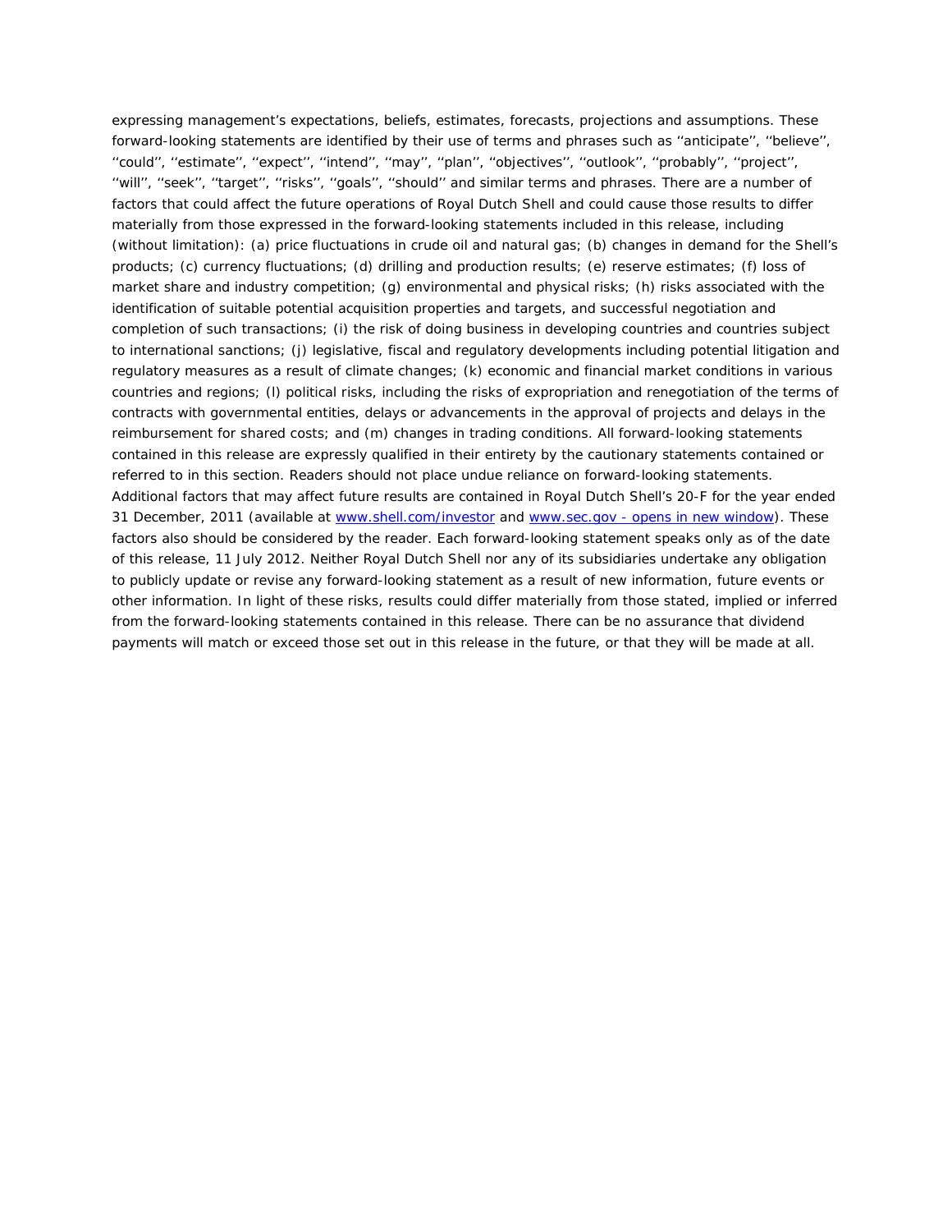expressing management's expectations, beliefs, estimates, forecasts, projections and assumptions. These forward-looking statements are identified by their use of terms and phrases such as ''anticipate'', ''believe'', ''could'', ''estimate'', ''expect'', ''intend'', ''may'', ''plan'', ''objectives'', ''outlook'', ''probably'', ''project'', ''will'', ''seek'', ''target'', ''risks'', ''goals'', ''should'' and similar terms and phrases. There are a number of factors that could affect the future operations of Royal Dutch Shell and could cause those results to differ materially from those expressed in the forward-looking statements included in this release, including (without limitation): (a) price fluctuations in crude oil and natural gas; (b) changes in demand for the Shell's products; (c) currency fluctuations; (d) drilling and production results; (e) reserve estimates; (f) loss of market share and industry competition; (g) environmental and physical risks; (h) risks associated with the identification of suitable potential acquisition properties and targets, and successful negotiation and completion of such transactions; (i) the risk of doing business in developing countries and countries subject to international sanctions; (j) legislative, fiscal and regulatory developments including potential litigation and regulatory measures as a result of climate changes; (k) economic and financial market conditions in various countries and regions; (l) political risks, including the risks of expropriation and renegotiation of the terms of contracts with governmental entities, delays or advancements in the approval of projects and delays in the reimbursement for shared costs; and (m) changes in trading conditions. All forward-looking statements contained in this release are expressly qualified in their entirety by the cautionary statements contained or referred to in this section. Readers should not place undue reliance on forward-looking statements. Additional factors that may affect future results are contained in Royal Dutch Shell's 20-F for the year ended 31 December, 2011 (available at www.shell.com/investor and www.sec.gov - opens in new window). These factors also should be considered by the reader. Each forward-looking statement speaks only as of the date of this release, 11 July 2012. Neither Royal Dutch Shell nor any of its subsidiaries undertake any obligation to publicly update or revise any forward-looking statement as a result of new information, future events or other information. In light of these risks, results could differ materially from those stated, implied or inferred from the forward-looking statements contained in this release. There can be no assurance that dividend payments will match or exceed those set out in this release in the future, or that they will be made at all.